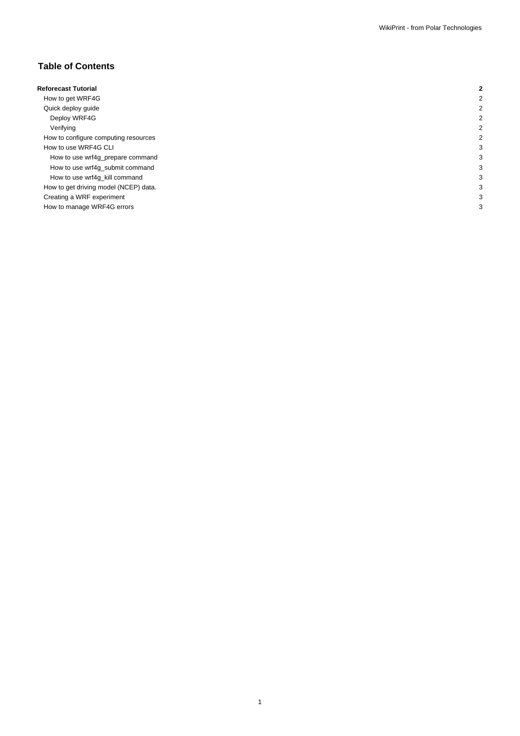# Table of Contents

| | |
|---|---|
| **Reforecast Tutorial** | **2** |
| How to get WRF4G | 2 |
| Quick deploy guide | 2 |
| Deploy WRF4G | 2 |
| Verifying | 2 |
| How to configure computing resources | 2 |
| How to use WRF4G CLI | 3 |
| How to use wrf4g_prepare command | 3 |
| How to use wrf4g_submit command | 3 |
| How to use wrf4g_kill command | 3 |
| How to get driving model (NCEP) data. | 3 |
| Creating a WRF experiment | 3 |
| How to manage WRF4G errors | 3 |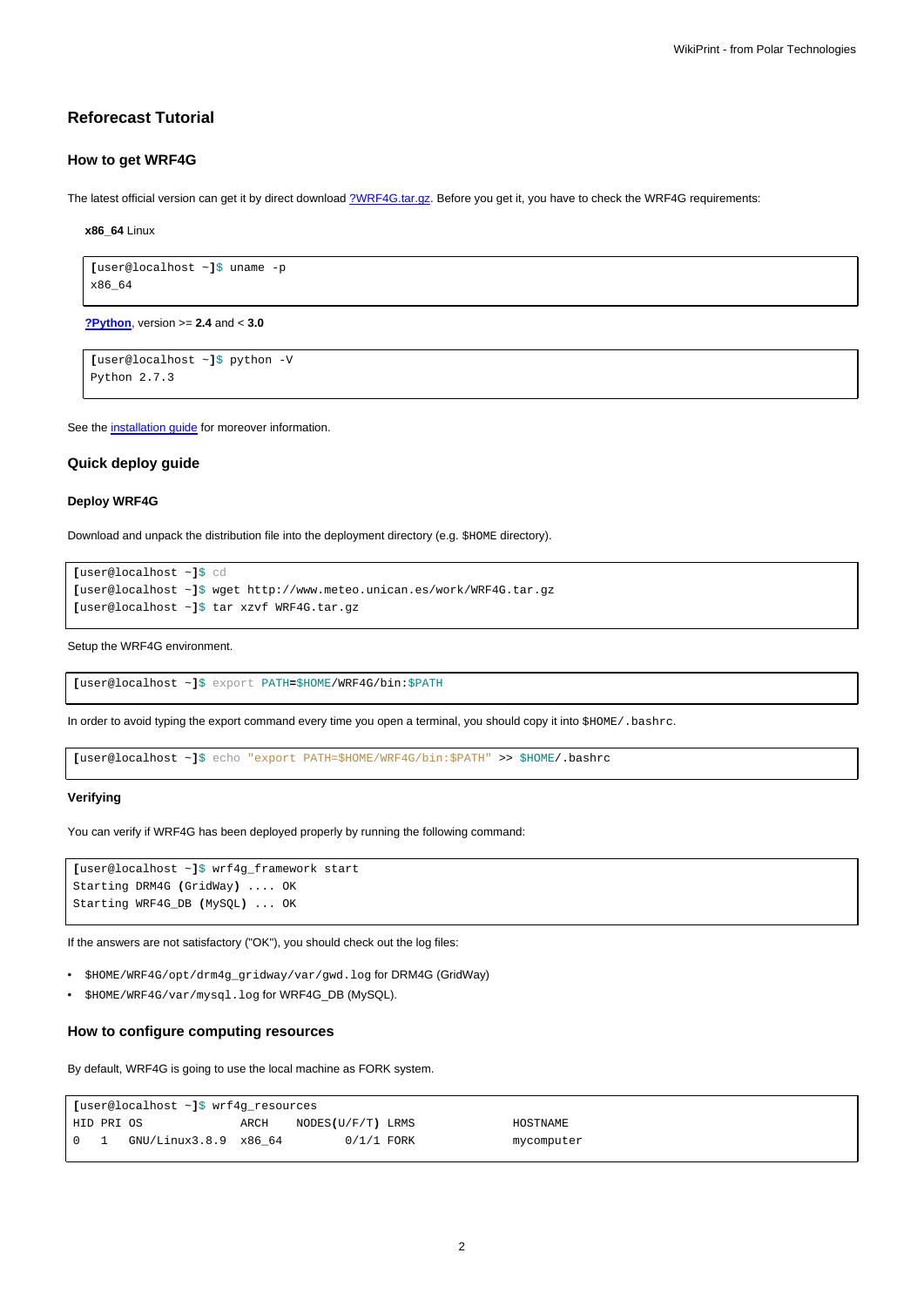## Reforecast Tutorial

### How to get WRF4G

The latest official version can get it by direct download [?WRF4G.tar.gz](). Before you get it, you have to check the WRF4G requirements:

**x86_64** Linux

```
[user@localhost ~]$ uname -p
x86_64
```

**?Python**, version >= **2.4** and < **3.0**

```
[user@localhost ~]$ python -V
Python 2.7.3
```

See the installation guide for moreover information.

### Quick deploy guide

#### Deploy WRF4G

Download and unpack the distribution file into the deployment directory (e.g. `$HOME` directory).

```
[user@localhost ~]$ cd
[user@localhost ~]$ wget http://www.meteo.unican.es/work/WRF4G.tar.gz
[user@localhost ~]$ tar xzvf WRF4G.tar.gz
```

Setup the WRF4G environment.

```
[user@localhost ~]$ export PATH=$HOME/WRF4G/bin:$PATH
```

In order to avoid typing the export command every time you open a terminal, you should copy it into `$HOME/.bashrc`.

```
[user@localhost ~]$ echo "export PATH=$HOME/WRF4G/bin:$PATH" >> $HOME/.bashrc
```

#### Verifying

You can verify if WRF4G has been deployed properly by running the following command:

```
[user@localhost ~]$ wrf4g_framework start
Starting DRM4G (GridWay) .... OK
Starting WRF4G_DB (MySQL) ... OK
```

If the answers are not satisfactory ("OK"), you should check out the log files:

- `$HOME/WRF4G/opt/drm4g_gridway/var/gwd.log` for DRM4G (GridWay)
- `$HOME/WRF4G/var/mysql.log` for WRF4G_DB (MySQL).

### How to configure computing resources

By default, WRF4G is going to use the local machine as FORK system.

```
[user@localhost ~]$ wrf4g_resources
HID PRI OS              ARCH    NODES(U/F/T) LRMS              HOSTNAME
0   1   GNU/Linux3.8.9  x86_64         0/1/1 FORK              mycomputer
```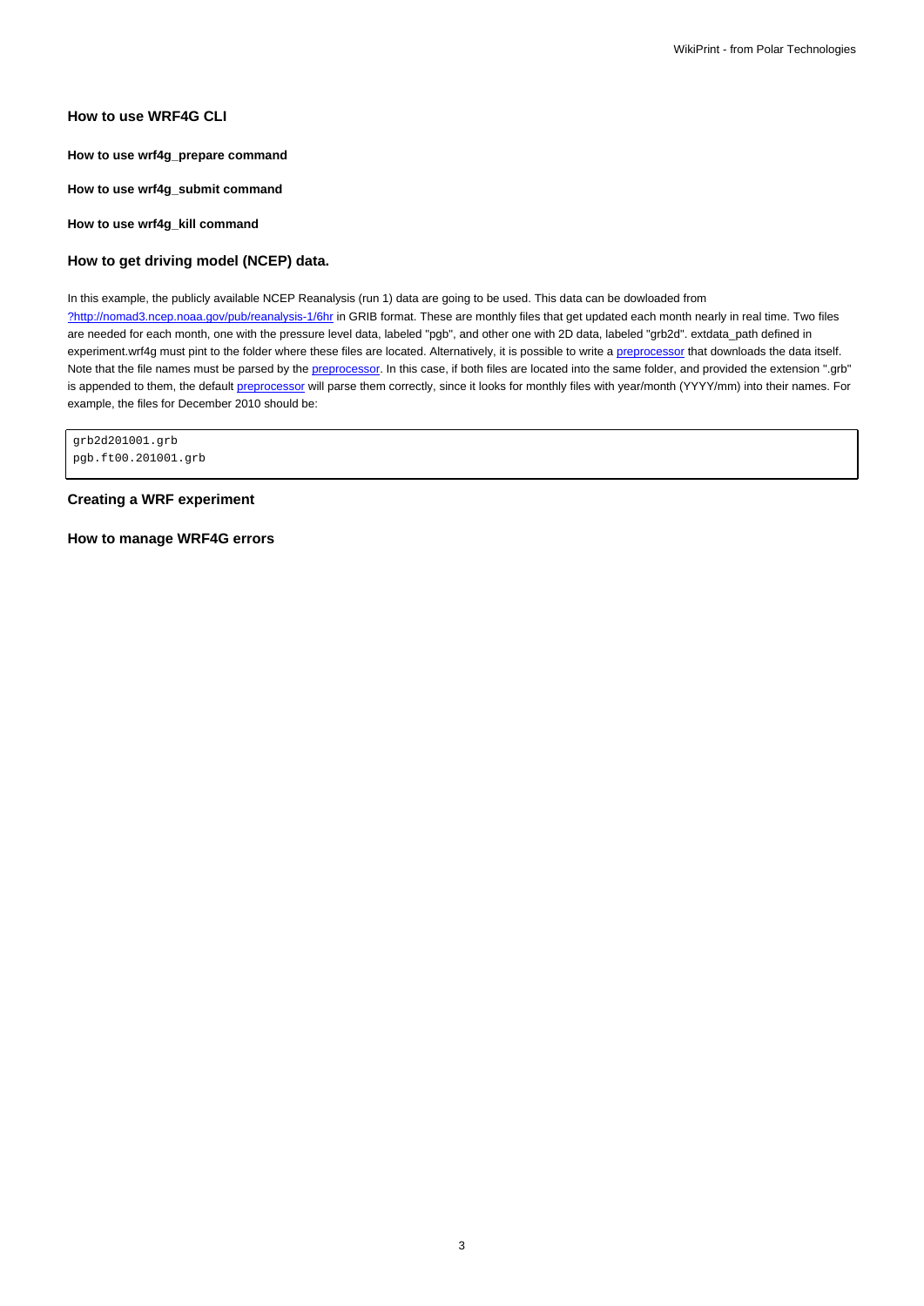## How to use WRF4G CLI

#### How to use wrf4g_prepare command

#### How to use wrf4g_submit command

#### How to use wrf4g_kill command

### How to get driving model (NCEP) data.

In this example, the publicly available NCEP Reanalysis (run 1) data are going to be used. This data can be dowloaded from ?http://nomad3.ncep.noaa.gov/pub/reanalysis-1/6hr in GRIB format. These are monthly files that get updated each month nearly in real time. Two files are needed for each month, one with the pressure level data, labeled "pgb", and other one with 2D data, labeled "grb2d". extdata_path defined in experiment.wrf4g must pint to the folder where these files are located. Alternatively, it is possible to write a preprocessor that downloads the data itself. Note that the file names must be parsed by the preprocessor. In this case, if both files are located into the same folder, and provided the extension ".grb" is appended to them, the default preprocessor will parse them correctly, since it looks for monthly files with year/month (YYYY/mm) into their names. For example, the files for December 2010 should be:

```
grb2d201001.grb
pgb.ft00.201001.grb
```

### Creating a WRF experiment

### How to manage WRF4G errors